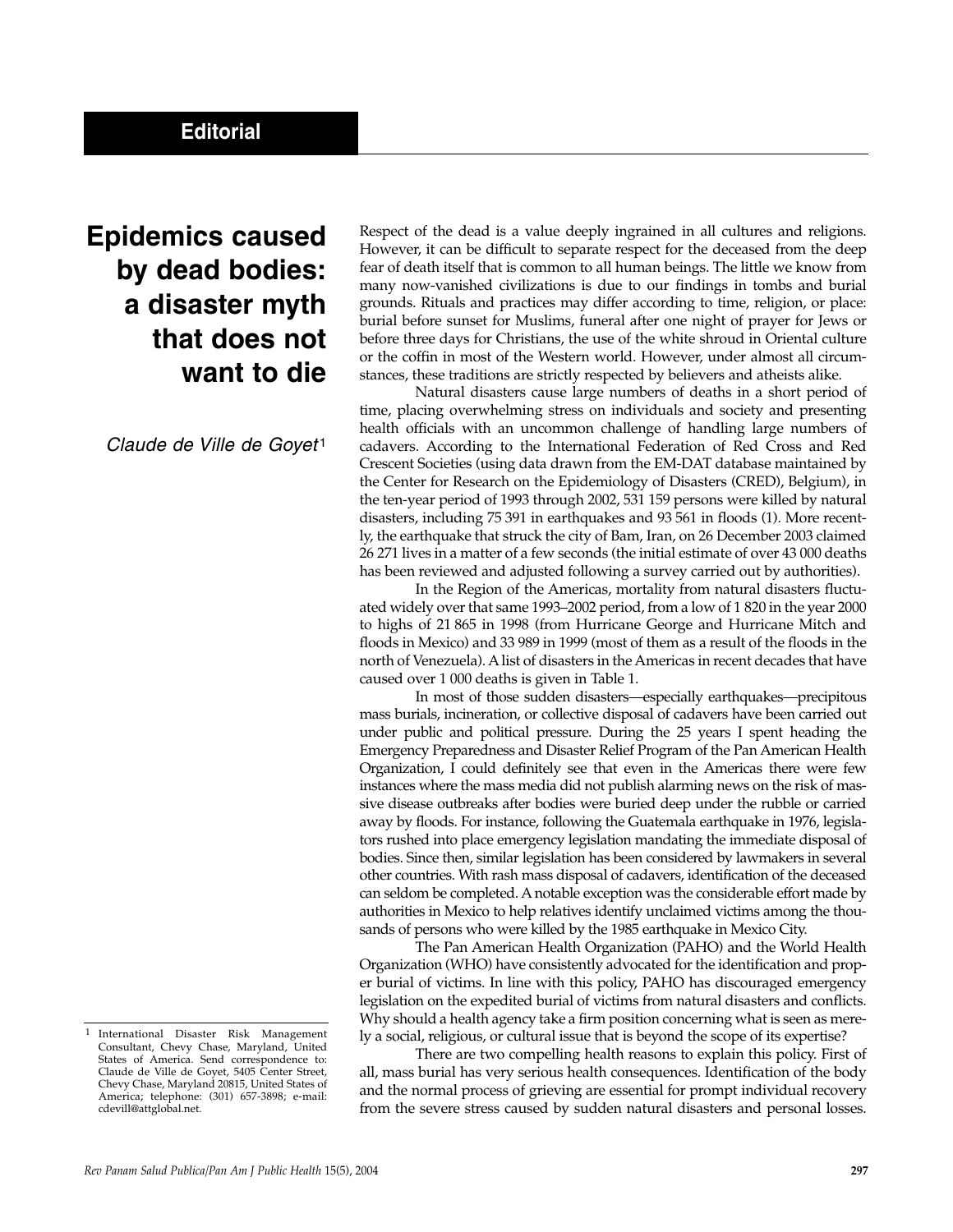**Editorial**

# Epidemics caused by dead bodies: a disaster myth that does not want to die

*Claude de Ville de Goyet*[1]

Respect of the dead is a value deeply ingrained in all cultures and religions. However, it can be difficult to separate respect for the deceased from the deep fear of death itself that is common to all human beings. The little we know from many now-vanished civilizations is due to our findings in tombs and burial grounds. Rituals and practices may differ according to time, religion, or place: burial before sunset for Muslims, funeral after one night of prayer for Jews or before three days for Christians, the use of the white shroud in Oriental culture or the coffin in most of the Western world. However, under almost all circumstances, these traditions are strictly respected by believers and atheists alike.

Natural disasters cause large numbers of deaths in a short period of time, placing overwhelming stress on individuals and society and presenting health officials with an uncommon challenge of handling large numbers of cadavers. According to the International Federation of Red Cross and Red Crescent Societies (using data drawn from the EM-DAT database maintained by the Center for Research on the Epidemiology of Disasters (CRED), Belgium), in the ten-year period of 1993 through 2002, 531 159 persons were killed by natural disasters, including 75 391 in earthquakes and 93 561 in floods (1). More recently, the earthquake that struck the city of Bam, Iran, on 26 December 2003 claimed 26 271 lives in a matter of a few seconds (the initial estimate of over 43 000 deaths has been reviewed and adjusted following a survey carried out by authorities).

In the Region of the Americas, mortality from natural disasters fluctuated widely over that same 1993–2002 period, from a low of 1 820 in the year 2000 to highs of 21 865 in 1998 (from Hurricane George and Hurricane Mitch and floods in Mexico) and 33 989 in 1999 (most of them as a result of the floods in the north of Venezuela). A list of disasters in the Americas in recent decades that have caused over 1 000 deaths is given in Table 1.

In most of those sudden disasters—especially earthquakes—precipitous mass burials, incineration, or collective disposal of cadavers have been carried out under public and political pressure. During the 25 years I spent heading the Emergency Preparedness and Disaster Relief Program of the Pan American Health Organization, I could definitely see that even in the Americas there were few instances where the mass media did not publish alarming news on the risk of massive disease outbreaks after bodies were buried deep under the rubble or carried away by floods. For instance, following the Guatemala earthquake in 1976, legislators rushed into place emergency legislation mandating the immediate disposal of bodies. Since then, similar legislation has been considered by lawmakers in several other countries. With rash mass disposal of cadavers, identification of the deceased can seldom be completed. A notable exception was the considerable effort made by authorities in Mexico to help relatives identify unclaimed victims among the thousands of persons who were killed by the 1985 earthquake in Mexico City.

The Pan American Health Organization (PAHO) and the World Health Organization (WHO) have consistently advocated for the identification and proper burial of victims. In line with this policy, PAHO has discouraged emergency legislation on the expedited burial of victims from natural disasters and conflicts. Why should a health agency take a firm position concerning what is seen as merely a social, religious, or cultural issue that is beyond the scope of its expertise?

There are two compelling health reasons to explain this policy. First of all, mass burial has very serious health consequences. Identification of the body and the normal process of grieving are essential for prompt individual recovery from the severe stress caused by sudden natural disasters and personal losses.

[1] International Disaster Risk Management Consultant, Chevy Chase, Maryland, United States of America. Send correspondence to: Claude de Ville de Goyet, 5405 Center Street, Chevy Chase, Maryland 20815, United States of America; telephone: (301) 657-3898; e-mail: cdevill@attglobal.net.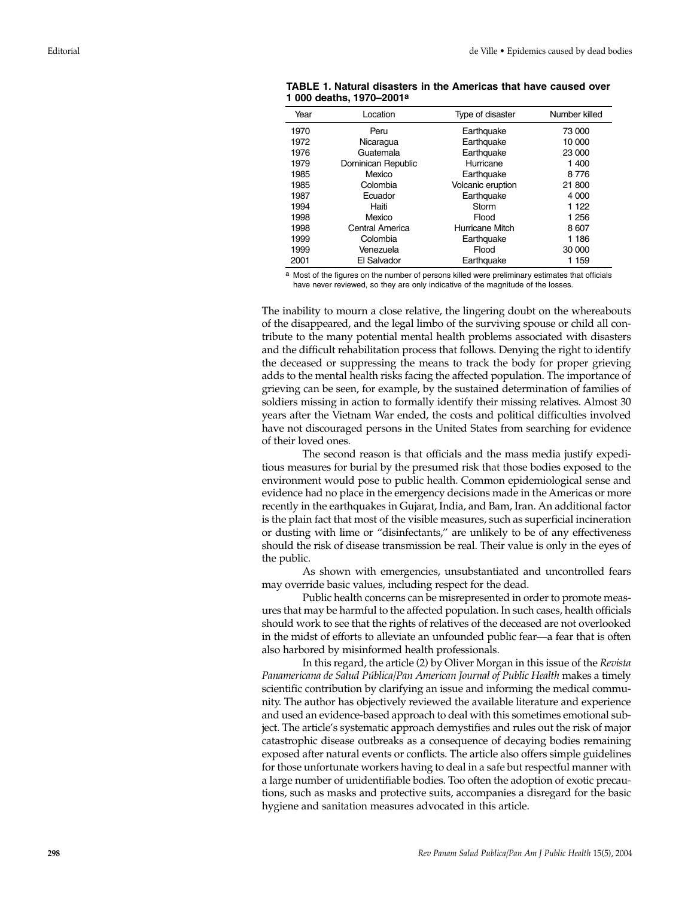**TABLE 1. Natural disasters in the Americas that have caused over 1 000 deaths, 1970–2001[a]**

| Year | Location | Type of disaster | Number killed |
| --- | --- | --- | --- |
| 1970 | Peru | Earthquake | 73 000 |
| 1972 | Nicaragua | Earthquake | 10 000 |
| 1976 | Guatemala | Earthquake | 23 000 |
| 1979 | Dominican Republic | Hurricane | 1 400 |
| 1985 | Mexico | Earthquake | 8 776 |
| 1985 | Colombia | Volcanic eruption | 21 800 |
| 1987 | Ecuador | Earthquake | 4 000 |
| 1994 | Haiti | Storm | 1 122 |
| 1998 | Mexico | Flood | 1 256 |
| 1998 | Central America | Hurricane Mitch | 8 607 |
| 1999 | Colombia | Earthquake | 1 186 |
| 1999 | Venezuela | Flood | 30 000 |
| 2001 | El Salvador | Earthquake | 1 159 |

[a] Most of the figures on the number of persons killed were preliminary estimates that officials have never reviewed, so they are only indicative of the magnitude of the losses.

The inability to mourn a close relative, the lingering doubt on the whereabouts of the disappeared, and the legal limbo of the surviving spouse or child all contribute to the many potential mental health problems associated with disasters and the difficult rehabilitation process that follows. Denying the right to identify the deceased or suppressing the means to track the body for proper grieving adds to the mental health risks facing the affected population. The importance of grieving can be seen, for example, by the sustained determination of families of soldiers missing in action to formally identify their missing relatives. Almost 30 years after the Vietnam War ended, the costs and political difficulties involved have not discouraged persons in the United States from searching for evidence of their loved ones.

The second reason is that officials and the mass media justify expeditious measures for burial by the presumed risk that those bodies exposed to the environment would pose to public health. Common epidemiological sense and evidence had no place in the emergency decisions made in the Americas or more recently in the earthquakes in Gujarat, India, and Bam, Iran. An additional factor is the plain fact that most of the visible measures, such as superficial incineration or dusting with lime or "disinfectants," are unlikely to be of any effectiveness should the risk of disease transmission be real. Their value is only in the eyes of the public.

As shown with emergencies, unsubstantiated and uncontrolled fears may override basic values, including respect for the dead.

Public health concerns can be misrepresented in order to promote measures that may be harmful to the affected population. In such cases, health officials should work to see that the rights of relatives of the deceased are not overlooked in the midst of efforts to alleviate an unfounded public fear—a fear that is often also harbored by misinformed health professionals.

In this regard, the article (2) by Oliver Morgan in this issue of the *Revista Panamericana de Salud Pública/Pan American Journal of Public Health* makes a timely scientific contribution by clarifying an issue and informing the medical community. The author has objectively reviewed the available literature and experience and used an evidence-based approach to deal with this sometimes emotional subject. The article's systematic approach demystifies and rules out the risk of major catastrophic disease outbreaks as a consequence of decaying bodies remaining exposed after natural events or conflicts. The article also offers simple guidelines for those unfortunate workers having to deal in a safe but respectful manner with a large number of unidentifiable bodies. Too often the adoption of exotic precautions, such as masks and protective suits, accompanies a disregard for the basic hygiene and sanitation measures advocated in this article.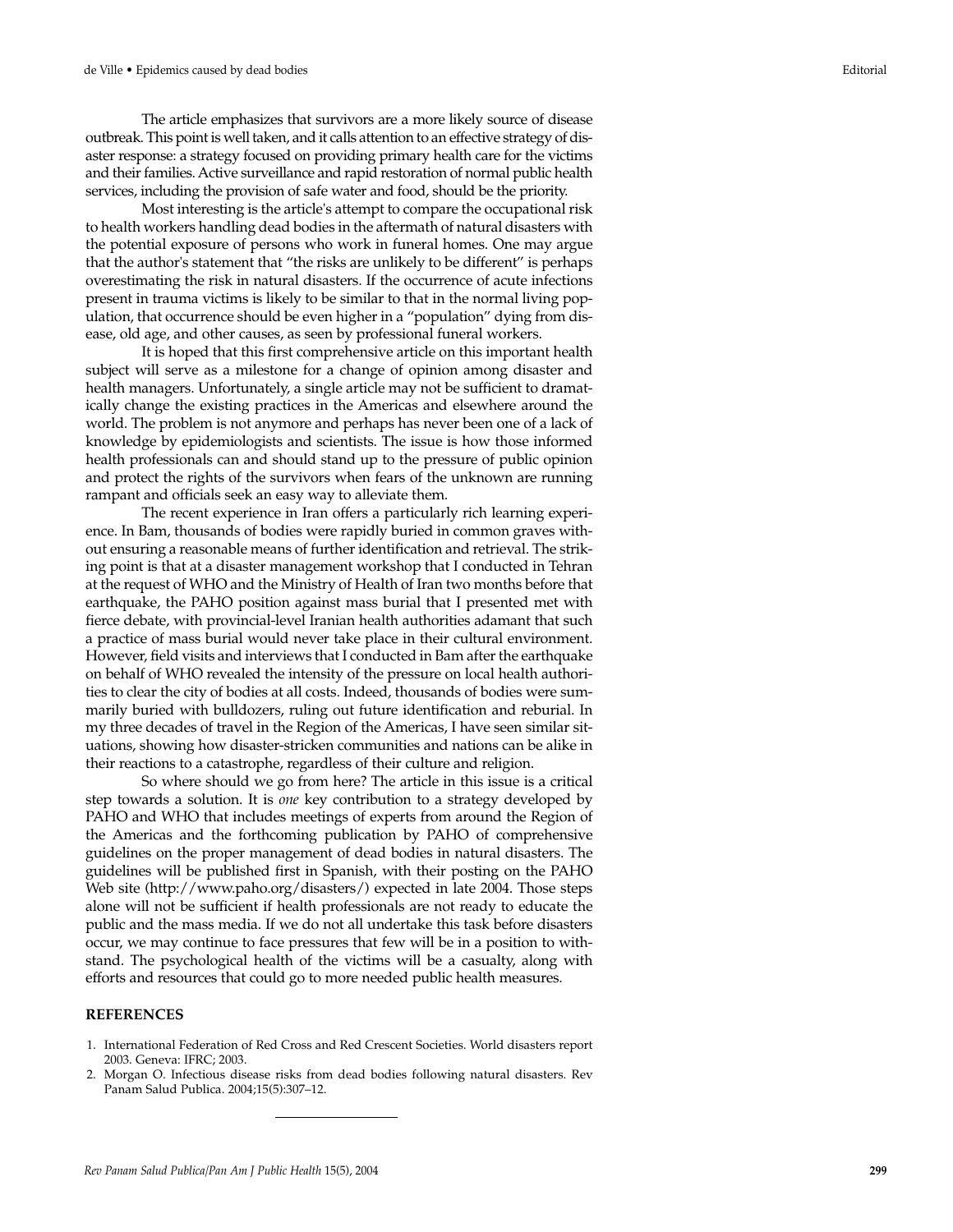The article emphasizes that survivors are a more likely source of disease outbreak. This point is well taken, and it calls attention to an effective strategy of disaster response: a strategy focused on providing primary health care for the victims and their families. Active surveillance and rapid restoration of normal public health services, including the provision of safe water and food, should be the priority.

Most interesting is the article's attempt to compare the occupational risk to health workers handling dead bodies in the aftermath of natural disasters with the potential exposure of persons who work in funeral homes. One may argue that the author's statement that "the risks are unlikely to be different" is perhaps overestimating the risk in natural disasters. If the occurrence of acute infections present in trauma victims is likely to be similar to that in the normal living population, that occurrence should be even higher in a "population" dying from disease, old age, and other causes, as seen by professional funeral workers.

It is hoped that this first comprehensive article on this important health subject will serve as a milestone for a change of opinion among disaster and health managers. Unfortunately, a single article may not be sufficient to dramatically change the existing practices in the Americas and elsewhere around the world. The problem is not anymore and perhaps has never been one of a lack of knowledge by epidemiologists and scientists. The issue is how those informed health professionals can and should stand up to the pressure of public opinion and protect the rights of the survivors when fears of the unknown are running rampant and officials seek an easy way to alleviate them.

The recent experience in Iran offers a particularly rich learning experience. In Bam, thousands of bodies were rapidly buried in common graves without ensuring a reasonable means of further identification and retrieval. The striking point is that at a disaster management workshop that I conducted in Tehran at the request of WHO and the Ministry of Health of Iran two months before that earthquake, the PAHO position against mass burial that I presented met with fierce debate, with provincial-level Iranian health authorities adamant that such a practice of mass burial would never take place in their cultural environment. However, field visits and interviews that I conducted in Bam after the earthquake on behalf of WHO revealed the intensity of the pressure on local health authorities to clear the city of bodies at all costs. Indeed, thousands of bodies were summarily buried with bulldozers, ruling out future identification and reburial. In my three decades of travel in the Region of the Americas, I have seen similar situations, showing how disaster-stricken communities and nations can be alike in their reactions to a catastrophe, regardless of their culture and religion.

So where should we go from here? The article in this issue is a critical step towards a solution. It is *one* key contribution to a strategy developed by PAHO and WHO that includes meetings of experts from around the Region of the Americas and the forthcoming publication by PAHO of comprehensive guidelines on the proper management of dead bodies in natural disasters. The guidelines will be published first in Spanish, with their posting on the PAHO Web site (http://www.paho.org/disasters/) expected in late 2004. Those steps alone will not be sufficient if health professionals are not ready to educate the public and the mass media. If we do not all undertake this task before disasters occur, we may continue to face pressures that few will be in a position to withstand. The psychological health of the victims will be a casualty, along with efforts and resources that could go to more needed public health measures.

## REFERENCES

1. International Federation of Red Cross and Red Crescent Societies. World disasters report 2003. Geneva: IFRC; 2003.
2. Morgan O. Infectious disease risks from dead bodies following natural disasters. Rev Panam Salud Publica. 2004;15(5):307–12.